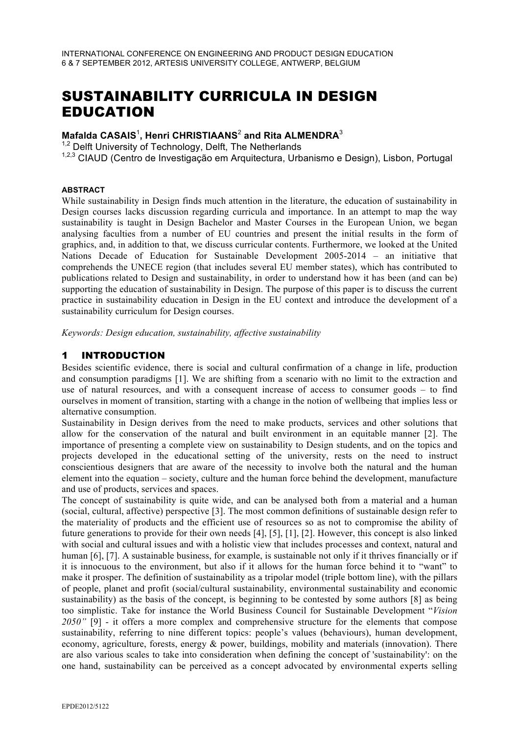# SUSTAINABILITY CURRICULA IN DESIGN EDUCATION

**Mafalda CASAIS**[1], **Henri CHRISTIAANS**[2] **and Rita ALMENDRA**[3]

[1,2] Delft University of Technology, Delft, The Netherlands

[1,2,3] CIAUD (Centro de Investigação em Arquitectura, Urbanismo e Design), Lisbon, Portugal

#### ABSTRACT

While sustainability in Design finds much attention in the literature, the education of sustainability in Design courses lacks discussion regarding curricula and importance. In an attempt to map the way sustainability is taught in Design Bachelor and Master Courses in the European Union, we began analysing faculties from a number of EU countries and present the initial results in the form of graphics, and, in addition to that, we discuss curricular contents. Furthermore, we looked at the United Nations Decade of Education for Sustainable Development 2005-2014 – an initiative that comprehends the UNECE region (that includes several EU member states), which has contributed to publications related to Design and sustainability, in order to understand how it has been (and can be) supporting the education of sustainability in Design. The purpose of this paper is to discuss the current practice in sustainability education in Design in the EU context and introduce the development of a sustainability curriculum for Design courses.

*Keywords: Design education, sustainability, affective sustainability*

## 1 INTRODUCTION

Besides scientific evidence, there is social and cultural confirmation of a change in life, production and consumption paradigms [1]. We are shifting from a scenario with no limit to the extraction and use of natural resources, and with a consequent increase of access to consumer goods – to find ourselves in moment of transition, starting with a change in the notion of wellbeing that implies less or alternative consumption.

Sustainability in Design derives from the need to make products, services and other solutions that allow for the conservation of the natural and built environment in an equitable manner [2]. The importance of presenting a complete view on sustainability to Design students, and on the topics and projects developed in the educational setting of the university, rests on the need to instruct conscientious designers that are aware of the necessity to involve both the natural and the human element into the equation – society, culture and the human force behind the development, manufacture and use of products, services and spaces.

The concept of sustainability is quite wide, and can be analysed both from a material and a human (social, cultural, affective) perspective [3]. The most common definitions of sustainable design refer to the materiality of products and the efficient use of resources so as not to compromise the ability of future generations to provide for their own needs [4], [5], [1], [2]. However, this concept is also linked with social and cultural issues and with a holistic view that includes processes and context, natural and human [6], [7]. A sustainable business, for example, is sustainable not only if it thrives financially or if it is innocuous to the environment, but also if it allows for the human force behind it to "want" to make it prosper. The definition of sustainability as a tripolar model (triple bottom line), with the pillars of people, planet and profit (social/cultural sustainability, environmental sustainability and economic sustainability) as the basis of the concept, is beginning to be contested by some authors [8] as being too simplistic. Take for instance the World Business Council for Sustainable Development "*Vision 2050"* [9] - it offers a more complex and comprehensive structure for the elements that compose sustainability, referring to nine different topics: people's values (behaviours), human development, economy, agriculture, forests, energy & power, buildings, mobility and materials (innovation). There are also various scales to take into consideration when defining the concept of 'sustainability': on the one hand, sustainability can be perceived as a concept advocated by environmental experts selling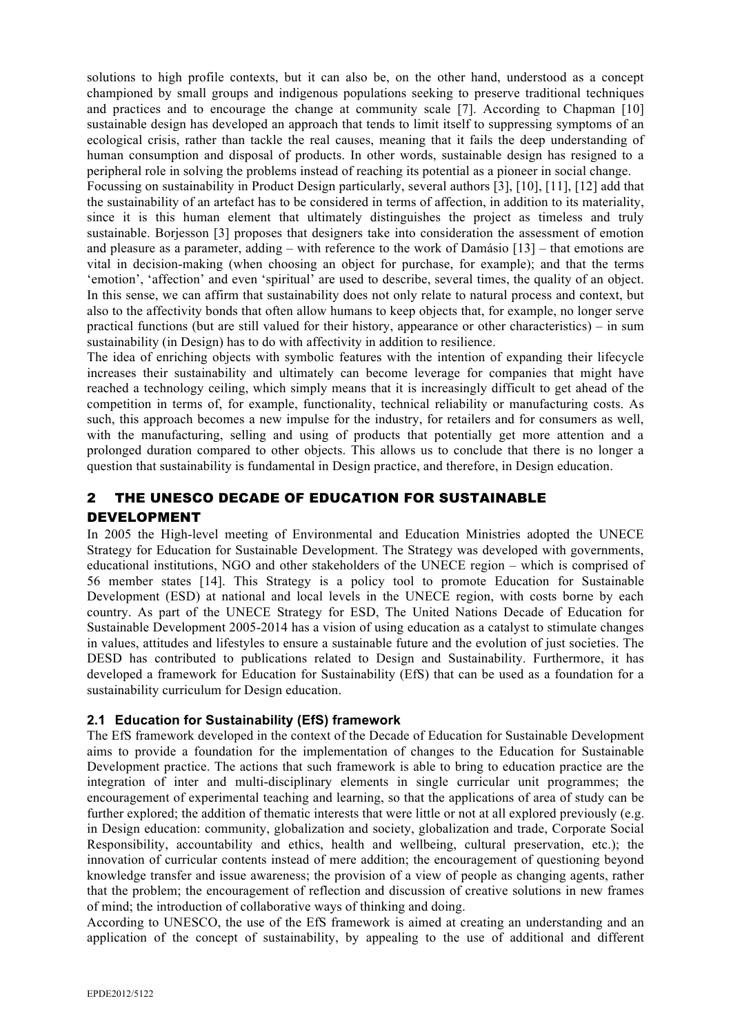solutions to high profile contexts, but it can also be, on the other hand, understood as a concept championed by small groups and indigenous populations seeking to preserve traditional techniques and practices and to encourage the change at community scale [7]. According to Chapman [10] sustainable design has developed an approach that tends to limit itself to suppressing symptoms of an ecological crisis, rather than tackle the real causes, meaning that it fails the deep understanding of human consumption and disposal of products. In other words, sustainable design has resigned to a peripheral role in solving the problems instead of reaching its potential as a pioneer in social change.

Focussing on sustainability in Product Design particularly, several authors [3], [10], [11], [12] add that the sustainability of an artefact has to be considered in terms of affection, in addition to its materiality, since it is this human element that ultimately distinguishes the project as timeless and truly sustainable. Borjesson [3] proposes that designers take into consideration the assessment of emotion and pleasure as a parameter, adding – with reference to the work of Damásio [13] – that emotions are vital in decision-making (when choosing an object for purchase, for example); and that the terms 'emotion', 'affection' and even 'spiritual' are used to describe, several times, the quality of an object. In this sense, we can affirm that sustainability does not only relate to natural process and context, but also to the affectivity bonds that often allow humans to keep objects that, for example, no longer serve practical functions (but are still valued for their history, appearance or other characteristics) – in sum sustainability (in Design) has to do with affectivity in addition to resilience.

The idea of enriching objects with symbolic features with the intention of expanding their lifecycle increases their sustainability and ultimately can become leverage for companies that might have reached a technology ceiling, which simply means that it is increasingly difficult to get ahead of the competition in terms of, for example, functionality, technical reliability or manufacturing costs. As such, this approach becomes a new impulse for the industry, for retailers and for consumers as well, with the manufacturing, selling and using of products that potentially get more attention and a prolonged duration compared to other objects. This allows us to conclude that there is no longer a question that sustainability is fundamental in Design practice, and therefore, in Design education.

## 2 THE UNESCO DECADE OF EDUCATION FOR SUSTAINABLE DEVELOPMENT

In 2005 the High-level meeting of Environmental and Education Ministries adopted the UNECE Strategy for Education for Sustainable Development. The Strategy was developed with governments, educational institutions, NGO and other stakeholders of the UNECE region – which is comprised of 56 member states [14]. This Strategy is a policy tool to promote Education for Sustainable Development (ESD) at national and local levels in the UNECE region, with costs borne by each country. As part of the UNECE Strategy for ESD, The United Nations Decade of Education for Sustainable Development 2005-2014 has a vision of using education as a catalyst to stimulate changes in values, attitudes and lifestyles to ensure a sustainable future and the evolution of just societies. The DESD has contributed to publications related to Design and Sustainability. Furthermore, it has developed a framework for Education for Sustainability (EfS) that can be used as a foundation for a sustainability curriculum for Design education.

### 2.1 Education for Sustainability (EfS) framework

The EfS framework developed in the context of the Decade of Education for Sustainable Development aims to provide a foundation for the implementation of changes to the Education for Sustainable Development practice. The actions that such framework is able to bring to education practice are the integration of inter and multi-disciplinary elements in single curricular unit programmes; the encouragement of experimental teaching and learning, so that the applications of area of study can be further explored; the addition of thematic interests that were little or not at all explored previously (e.g. in Design education: community, globalization and society, globalization and trade, Corporate Social Responsibility, accountability and ethics, health and wellbeing, cultural preservation, etc.); the innovation of curricular contents instead of mere addition; the encouragement of questioning beyond knowledge transfer and issue awareness; the provision of a view of people as changing agents, rather that the problem; the encouragement of reflection and discussion of creative solutions in new frames of mind; the introduction of collaborative ways of thinking and doing.

According to UNESCO, the use of the EfS framework is aimed at creating an understanding and an application of the concept of sustainability, by appealing to the use of additional and different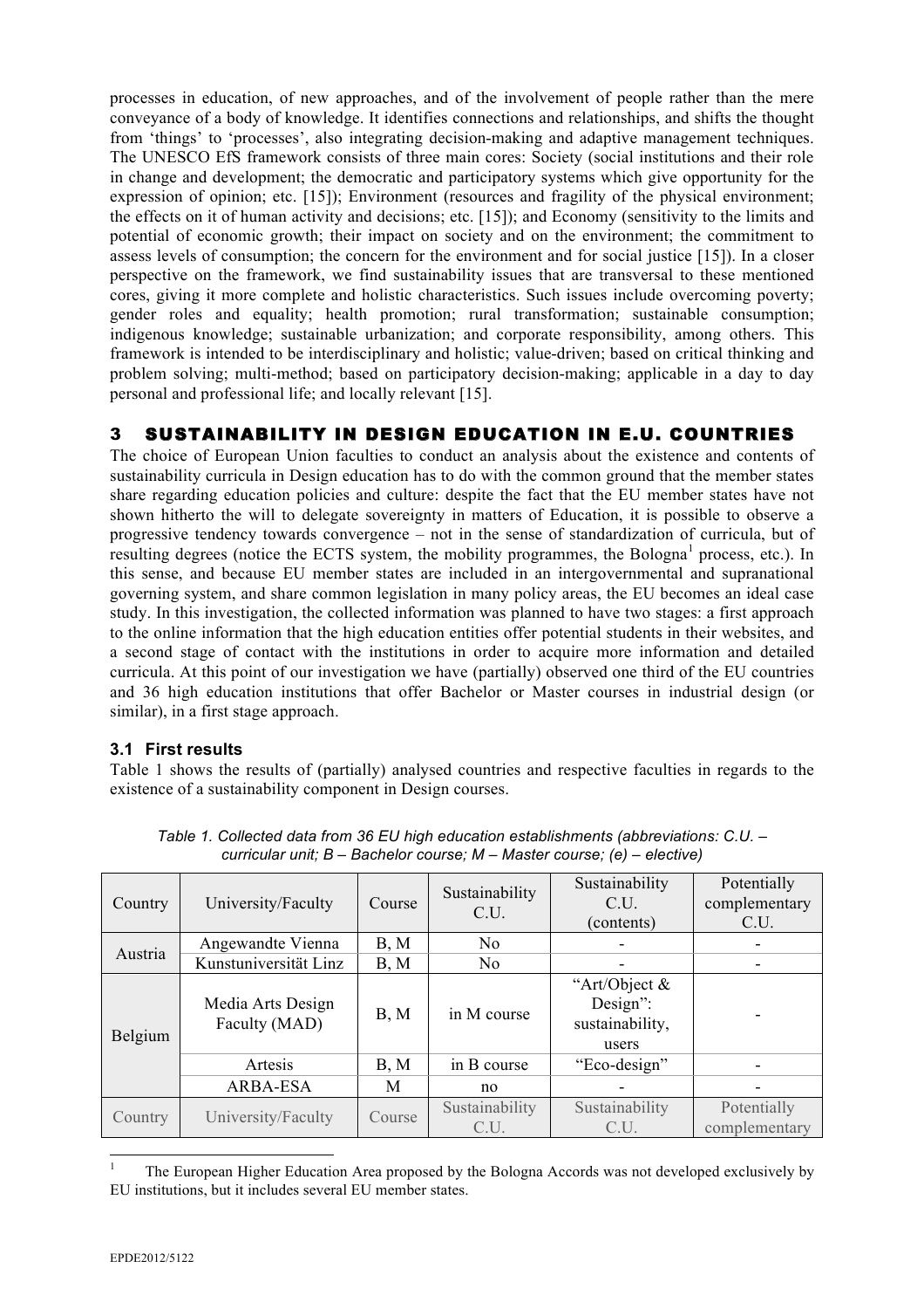processes in education, of new approaches, and of the involvement of people rather than the mere conveyance of a body of knowledge. It identifies connections and relationships, and shifts the thought from 'things' to 'processes', also integrating decision-making and adaptive management techniques. The UNESCO EfS framework consists of three main cores: Society (social institutions and their role in change and development; the democratic and participatory systems which give opportunity for the expression of opinion; etc. [15]); Environment (resources and fragility of the physical environment; the effects on it of human activity and decisions; etc. [15]); and Economy (sensitivity to the limits and potential of economic growth; their impact on society and on the environment; the commitment to assess levels of consumption; the concern for the environment and for social justice [15]). In a closer perspective on the framework, we find sustainability issues that are transversal to these mentioned cores, giving it more complete and holistic characteristics. Such issues include overcoming poverty; gender roles and equality; health promotion; rural transformation; sustainable consumption; indigenous knowledge; sustainable urbanization; and corporate responsibility, among others. This framework is intended to be interdisciplinary and holistic; value-driven; based on critical thinking and problem solving; multi-method; based on participatory decision-making; applicable in a day to day personal and professional life; and locally relevant [15].

## 3 SUSTAINABILITY IN DESIGN EDUCATION IN E.U. COUNTRIES

The choice of European Union faculties to conduct an analysis about the existence and contents of sustainability curricula in Design education has to do with the common ground that the member states share regarding education policies and culture: despite the fact that the EU member states have not shown hitherto the will to delegate sovereignty in matters of Education, it is possible to observe a progressive tendency towards convergence – not in the sense of standardization of curricula, but of resulting degrees (notice the ECTS system, the mobility programmes, the Bologna[1] process, etc.). In this sense, and because EU member states are included in an intergovernmental and supranational governing system, and share common legislation in many policy areas, the EU becomes an ideal case study. In this investigation, the collected information was planned to have two stages: a first approach to the online information that the high education entities offer potential students in their websites, and a second stage of contact with the institutions in order to acquire more information and detailed curricula. At this point of our investigation we have (partially) observed one third of the EU countries and 36 high education institutions that offer Bachelor or Master courses in industrial design (or similar), in a first stage approach.

### 3.1 First results

Table 1 shows the results of (partially) analysed countries and respective faculties in regards to the existence of a sustainability component in Design courses.

*Table 1. Collected data from 36 EU high education establishments (abbreviations: C.U. – curricular unit; B – Bachelor course; M – Master course; (e) – elective)*

| Country | University/Faculty | Course | Sustainability C.U. | Sustainability C.U. (contents) | Potentially complementary C.U. |
|---|---|---|---|---|---|
| Austria | Angewandte Vienna | B, M | No | - | - |
| | Kunstuniversität Linz | B, M | No | - | - |
| Belgium | Media Arts Design Faculty (MAD) | B, M | in M course | "Art/Object & Design": sustainability, users | - |
| | Artesis | B, M | in B course | "Eco-design" | - |
| | ARBA-ESA | M | no | - | - |

[1] The European Higher Education Area proposed by the Bologna Accords was not developed exclusively by EU institutions, but it includes several EU member states.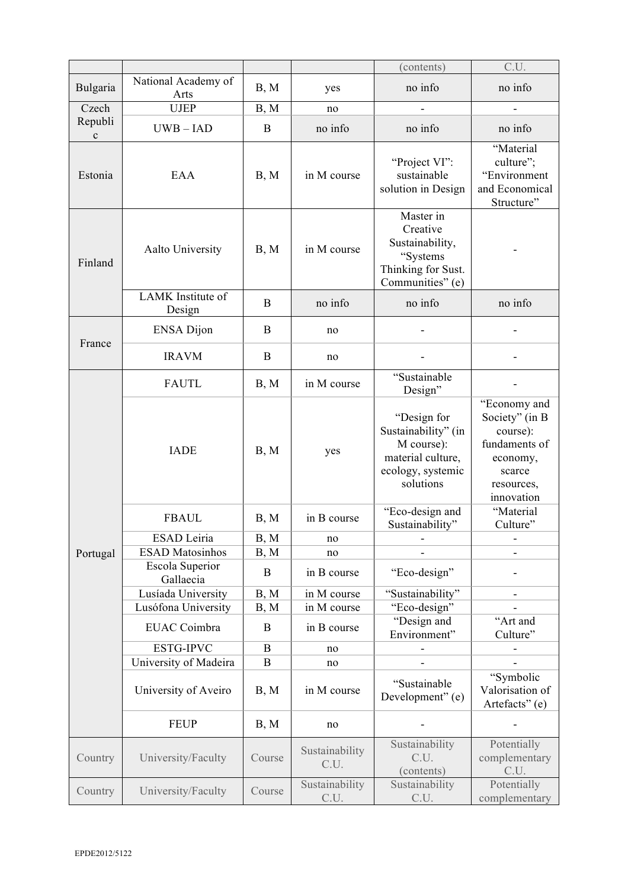| Country | University/Faculty | Course | Sustainability C.U. | Sustainability C.U. (contents) | Potentially complementary C.U. |
|---|---|---|---|---|---|
| Bulgaria | National Academy of Arts | B, M | yes | no info | no info |
| Czech Republic | UJEP | B, M | no | - | - |
| | UWB – IAD | B | no info | no info | no info |
| Estonia | EAA | B, M | in M course | "Project VI": sustainable solution in Design | "Material culture"; "Environment and Economical Structure" |
| Finland | Aalto University | B, M | in M course | Master in Creative Sustainability, "Systems Thinking for Sust. Communities" (e) | - |
| | LAMK Institute of Design | B | no info | no info | no info |
| France | ENSA Dijon | B | no | - | - |
| | IRAVM | B | no | - | - |
| Portugal | FAUTL | B, M | in M course | "Sustainable Design" | - |
| | IADE | B, M | yes | "Design for Sustainability" (in M course): material culture, ecology, systemic solutions | "Economy and Society" (in B course): fundaments of economy, scarce resources, innovation |
| | FBAUL | B, M | in B course | "Eco-design and Sustainability" | "Material Culture" |
| | ESAD Leiria | B, M | no | - | - |
| | ESAD Matosinhos | B, M | no | - | - |
| | Escola Superior Gallaecia | B | in B course | "Eco-design" | - |
| | Lusíada University | B, M | in M course | "Sustainability" | - |
| | Lusófona University | B, M | in M course | "Eco-design" | - |
| | EUAC Coimbra | B | in B course | "Design and Environment" | "Art and Culture" |
| | ESTG-IPVC | B | no | - | - |
| | University of Madeira | B | no | - | - |
| | University of Aveiro | B, M | in M course | "Sustainable Development" (e) | "Symbolic Valorisation of Artefacts" (e) |
| | FEUP | B, M | no | - | - |
| Country | University/Faculty | Course | Sustainability C.U. | Sustainability C.U. (contents) | Potentially complementary C.U. |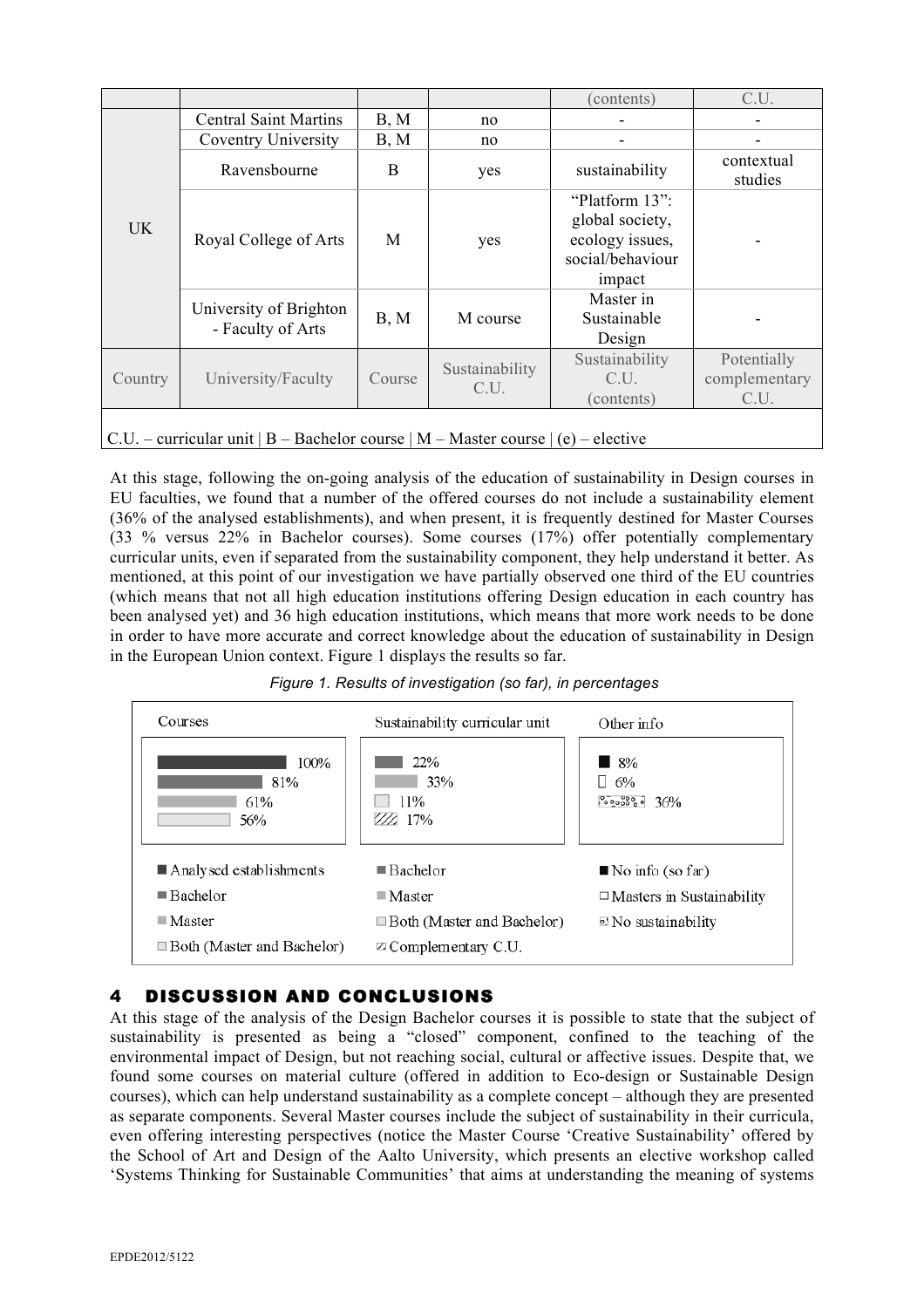|  |  |  |  | (contents) | C.U. |
|---|---|---|---|---|---|
| UK | Central Saint Martins | B, M | no | - | - |
|  | Coventry University | B, M | no | - | - |
|  | Ravensbourne | B | yes | sustainability | contextual studies |
|  | Royal College of Arts | M | yes | "Platform 13": global society, ecology issues, social/behaviour impact | - |
|  | University of Brighton - Faculty of Arts | B, M | M course | Master in Sustainable Design | - |
| Country | University/Faculty | Course | Sustainability C.U. | Sustainability C.U. (contents) | Potentially complementary C.U. |

C.U. – curricular unit | B – Bachelor course | M – Master course | (e) – elective

At this stage, following the on-going analysis of the education of sustainability in Design courses in EU faculties, we found that a number of the offered courses do not include a sustainability element (36% of the analysed establishments), and when present, it is frequently destined for Master Courses (33 % versus 22% in Bachelor courses). Some courses (17%) offer potentially complementary curricular units, even if separated from the sustainability component, they help understand it better. As mentioned, at this point of our investigation we have partially observed one third of the EU countries (which means that not all high education institutions offering Design education in each country has been analysed yet) and 36 high education institutions, which means that more work needs to be done in order to have more accurate and correct knowledge about the education of sustainability in Design in the European Union context. Figure 1 displays the results so far.

*Figure 1. Results of investigation (so far), in percentages*

| Courses | | Sustainability curricular unit | | Other info | |
|---|---|---|---|---|---|
| Analysed establishments | 100% | Bachelor | 22% | No info (so far) | 8% |
| Bachelor | 81% | Master | 33% | Masters in Sustainability | 6% |
| Master | 61% | Both (Master and Bachelor) | 11% | No sustainability | 36% |
| Both (Master and Bachelor) | 56% | Complementary C.U. | 17% | | |

## 4 DISCUSSION AND CONCLUSIONS

At this stage of the analysis of the Design Bachelor courses it is possible to state that the subject of sustainability is presented as being a "closed" component, confined to the teaching of the environmental impact of Design, but not reaching social, cultural or affective issues. Despite that, we found some courses on material culture (offered in addition to Eco-design or Sustainable Design courses), which can help understand sustainability as a complete concept – although they are presented as separate components. Several Master courses include the subject of sustainability in their curricula, even offering interesting perspectives (notice the Master Course 'Creative Sustainability' offered by the School of Art and Design of the Aalto University, which presents an elective workshop called 'Systems Thinking for Sustainable Communities' that aims at understanding the meaning of systems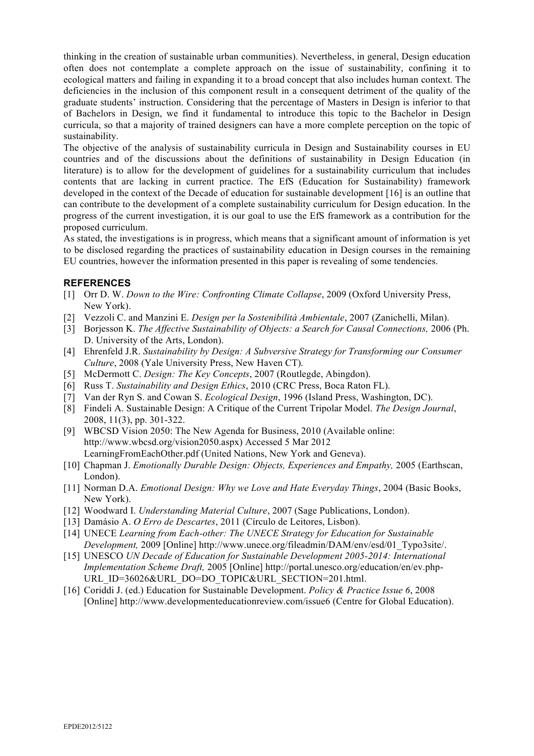thinking in the creation of sustainable urban communities). Nevertheless, in general, Design education often does not contemplate a complete approach on the issue of sustainability, confining it to ecological matters and failing in expanding it to a broad concept that also includes human context. The deficiencies in the inclusion of this component result in a consequent detriment of the quality of the graduate students' instruction. Considering that the percentage of Masters in Design is inferior to that of Bachelors in Design, we find it fundamental to introduce this topic to the Bachelor in Design curricula, so that a majority of trained designers can have a more complete perception on the topic of sustainability.

The objective of the analysis of sustainability curricula in Design and Sustainability courses in EU countries and of the discussions about the definitions of sustainability in Design Education (in literature) is to allow for the development of guidelines for a sustainability curriculum that includes contents that are lacking in current practice. The EfS (Education for Sustainability) framework developed in the context of the Decade of education for sustainable development [16] is an outline that can contribute to the development of a complete sustainability curriculum for Design education. In the progress of the current investigation, it is our goal to use the EfS framework as a contribution for the proposed curriculum.

As stated, the investigations is in progress, which means that a significant amount of information is yet to be disclosed regarding the practices of sustainability education in Design courses in the remaining EU countries, however the information presented in this paper is revealing of some tendencies.

## REFERENCES

[1] Orr D. W. *Down to the Wire: Confronting Climate Collapse*, 2009 (Oxford University Press, New York).

[2] Vezzoli C. and Manzini E. *Design per la Sostenibilità Ambientale*, 2007 (Zanichelli, Milan).

[3] Borjesson K. *The Affective Sustainability of Objects: a Search for Causal Connections,* 2006 (Ph. D. University of the Arts, London).

[4] Ehrenfeld J.R. *Sustainability by Design: A Subversive Strategy for Transforming our Consumer Culture*, 2008 (Yale University Press, New Haven CT).

[5] McDermott C. *Design: The Key Concepts*, 2007 (Routlegde, Abingdon).

[6] Russ T. *Sustainability and Design Ethics*, 2010 (CRC Press, Boca Raton FL).

[7] Van der Ryn S. and Cowan S. *Ecological Design*, 1996 (Island Press, Washington, DC).

[8] Findeli A. Sustainable Design: A Critique of the Current Tripolar Model. *The Design Journal*, 2008, 11(3), pp. 301-322.

[9] WBCSD Vision 2050: The New Agenda for Business, 2010 (Available online: http://www.wbcsd.org/vision2050.aspx) Accessed 5 Mar 2012 LearningFromEachOther.pdf (United Nations, New York and Geneva).

[10] Chapman J. *Emotionally Durable Design: Objects, Experiences and Empathy,* 2005 (Earthscan, London).

[11] Norman D.A. *Emotional Design: Why we Love and Hate Everyday Things*, 2004 (Basic Books, New York).

[12] Woodward I. *Understanding Material Culture*, 2007 (Sage Publications, London).

[13] Damásio A. *O Erro de Descartes*, 2011 (Círculo de Leitores, Lisbon).

[14] UNECE *Learning from Each-other: The UNECE Strategy for Education for Sustainable Development,* 2009 [Online] http://www.unece.org/fileadmin/DAM/env/esd/01_Typo3site/.

[15] UNESCO *UN Decade of Education for Sustainable Development 2005-2014: International Implementation Scheme Draft,* 2005 [Online] http://portal.unesco.org/education/en/ev.php-URL_ID=36026&URL_DO=DO_TOPIC&URL_SECTION=201.html.

[16] Coriddi J. (ed.) Education for Sustainable Development. *Policy & Practice Issue 6*, 2008 [Online] http://www.developmenteducationreview.com/issue6 (Centre for Global Education).